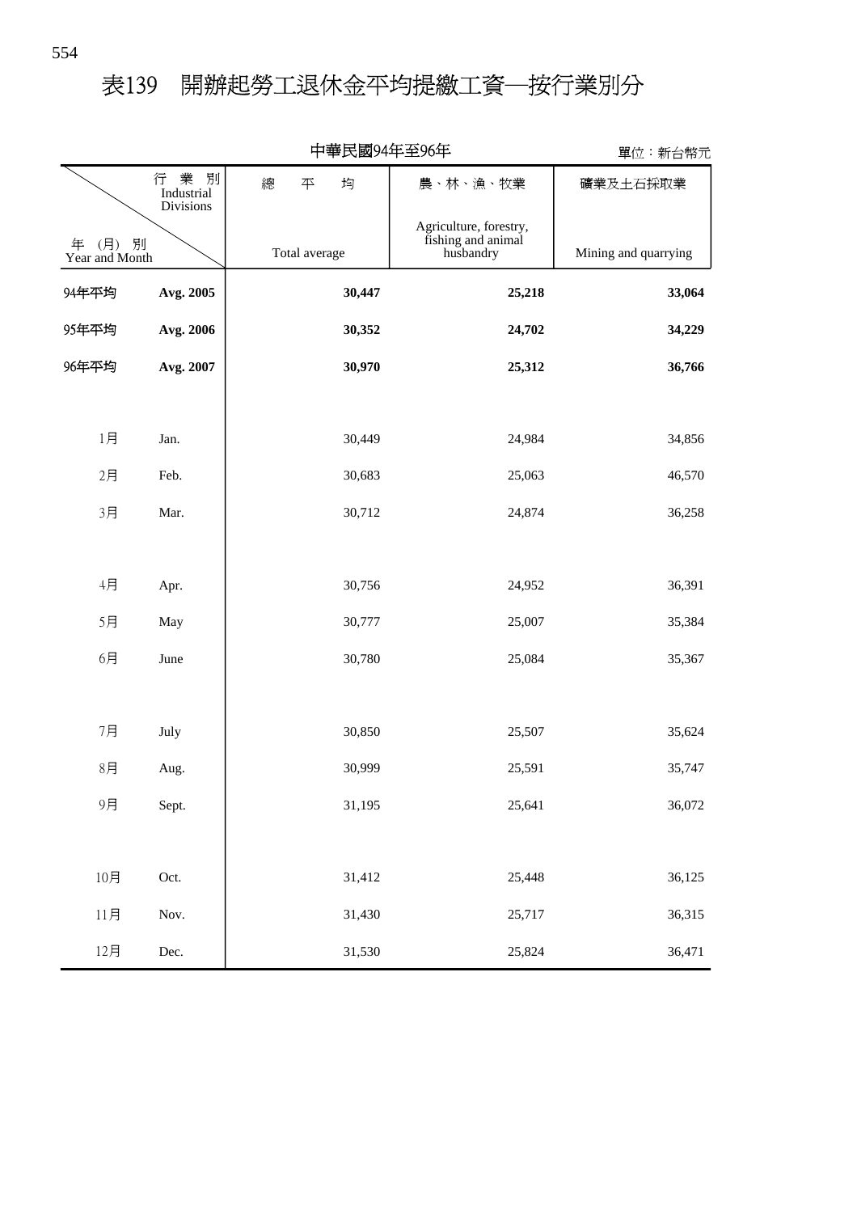# 表139　開辦起勞工退休金平均提繳工資—按行業別分

中華民國94年至96年

單位：新台幣元

| 年（月）別 Year and Month | 行業別 Industrial Divisions | 總平均 Total average | 農、林、漁、牧業 Agriculture, forestry, fishing and animal husbandry | 礦業及土石採取業 Mining and quarrying |
|---|---|---|---|---|
| **94年平均** | **Avg. 2005** | **30,447** | **25,218** | **33,064** |
| **95年平均** | **Avg. 2006** | **30,352** | **24,702** | **34,229** |
| **96年平均** | **Avg. 2007** | **30,970** | **25,312** | **36,766** |
| 1月 | Jan. | 30,449 | 24,984 | 34,856 |
| 2月 | Feb. | 30,683 | 25,063 | 46,570 |
| 3月 | Mar. | 30,712 | 24,874 | 36,258 |
| 4月 | Apr. | 30,756 | 24,952 | 36,391 |
| 5月 | May | 30,777 | 25,007 | 35,384 |
| 6月 | June | 30,780 | 25,084 | 35,367 |
| 7月 | July | 30,850 | 25,507 | 35,624 |
| 8月 | Aug. | 30,999 | 25,591 | 35,747 |
| 9月 | Sept. | 31,195 | 25,641 | 36,072 |
| 10月 | Oct. | 31,412 | 25,448 | 36,125 |
| 11月 | Nov. | 31,430 | 25,717 | 36,315 |
| 12月 | Dec. | 31,530 | 25,824 | 36,471 |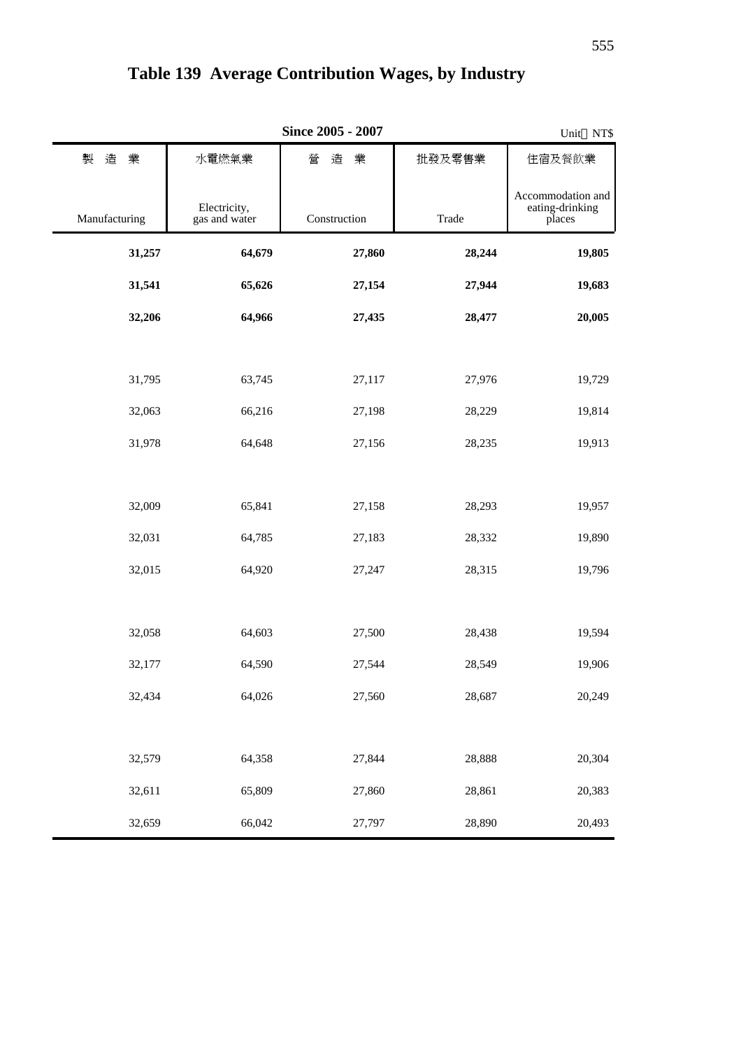# Table 139 Average Contribution Wages, by Industry

**Since 2005 - 2007**

Unit：NT$

| 製　造　業<br>Manufacturing | 水電燃氣業<br>Electricity, gas and water | 營　造　業<br>Construction | 批發及零售業<br>Trade | 住宿及餐飲業<br>Accommodation and eating-drinking places |
|---|---|---|---|---|
| **31,257** | **64,679** | **27,860** | **28,244** | **19,805** |
| **31,541** | **65,626** | **27,154** | **27,944** | **19,683** |
| **32,206** | **64,966** | **27,435** | **28,477** | **20,005** |
| | | | | |
| 31,795 | 63,745 | 27,117 | 27,976 | 19,729 |
| 32,063 | 66,216 | 27,198 | 28,229 | 19,814 |
| 31,978 | 64,648 | 27,156 | 28,235 | 19,913 |
| | | | | |
| 32,009 | 65,841 | 27,158 | 28,293 | 19,957 |
| 32,031 | 64,785 | 27,183 | 28,332 | 19,890 |
| 32,015 | 64,920 | 27,247 | 28,315 | 19,796 |
| | | | | |
| 32,058 | 64,603 | 27,500 | 28,438 | 19,594 |
| 32,177 | 64,590 | 27,544 | 28,549 | 19,906 |
| 32,434 | 64,026 | 27,560 | 28,687 | 20,249 |
| | | | | |
| 32,579 | 64,358 | 27,844 | 28,888 | 20,304 |
| 32,611 | 65,809 | 27,860 | 28,861 | 20,383 |
| 32,659 | 66,042 | 27,797 | 28,890 | 20,493 |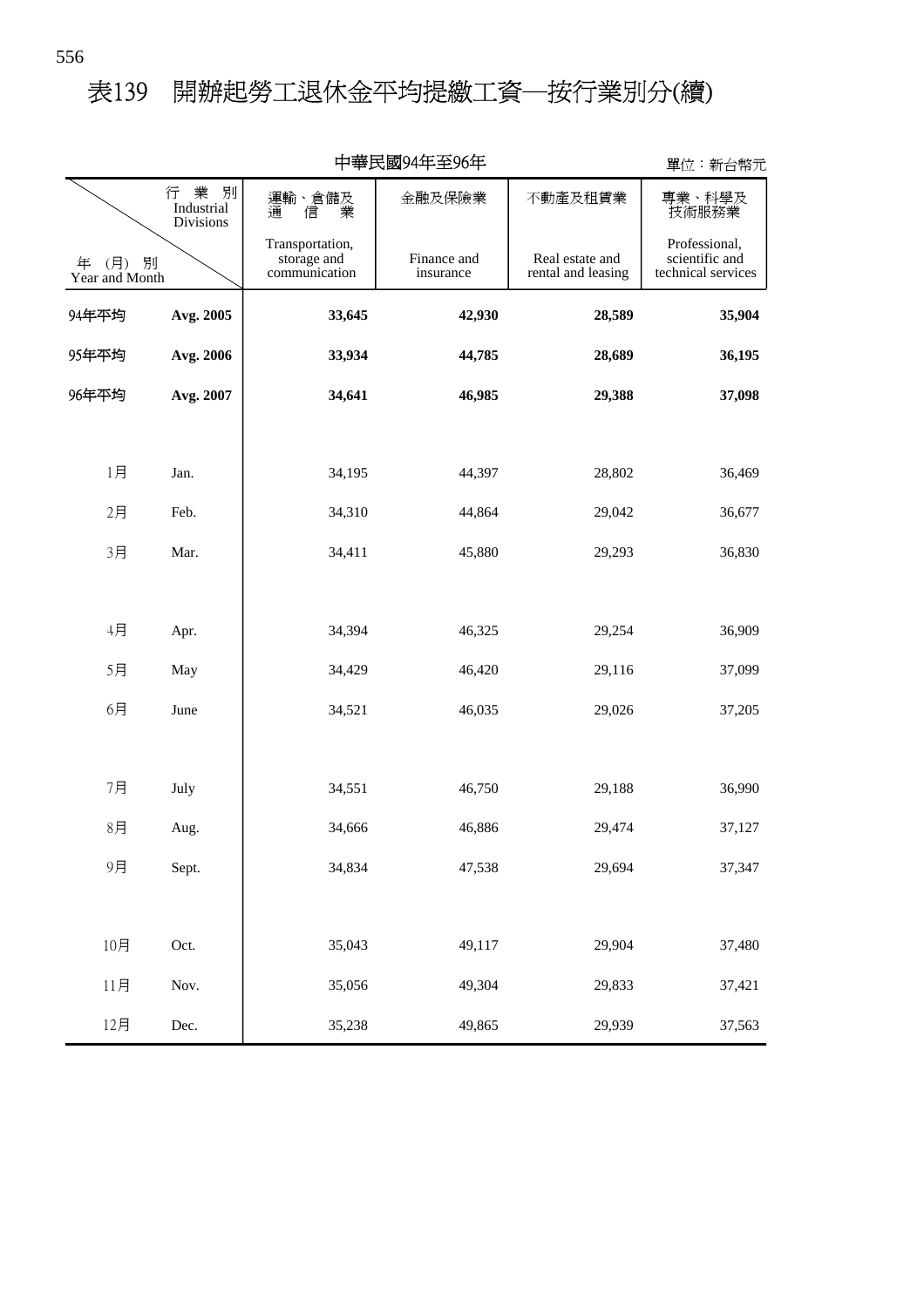# 表139　開辦起勞工退休金平均提繳工資─按行業別分(續)

中華民國94年至96年

單位：新台幣元

| 年（月）別 Year and Month | 行業別 Industrial Divisions | 運輸、倉儲及通信業 Transportation, storage and communication | 金融及保險業 Finance and insurance | 不動產及租賃業 Real estate and rental and leasing | 專業、科學及技術服務業 Professional, scientific and technical services |
|---|---|---|---|---|---|
| **94年平均** | **Avg. 2005** | **33,645** | **42,930** | **28,589** | **35,904** |
| **95年平均** | **Avg. 2006** | **33,934** | **44,785** | **28,689** | **36,195** |
| **96年平均** | **Avg. 2007** | **34,641** | **46,985** | **29,388** | **37,098** |
| 1月 | Jan. | 34,195 | 44,397 | 28,802 | 36,469 |
| 2月 | Feb. | 34,310 | 44,864 | 29,042 | 36,677 |
| 3月 | Mar. | 34,411 | 45,880 | 29,293 | 36,830 |
| 4月 | Apr. | 34,394 | 46,325 | 29,254 | 36,909 |
| 5月 | May | 34,429 | 46,420 | 29,116 | 37,099 |
| 6月 | June | 34,521 | 46,035 | 29,026 | 37,205 |
| 7月 | July | 34,551 | 46,750 | 29,188 | 36,990 |
| 8月 | Aug. | 34,666 | 46,886 | 29,474 | 37,127 |
| 9月 | Sept. | 34,834 | 47,538 | 29,694 | 37,347 |
| 10月 | Oct. | 35,043 | 49,117 | 29,904 | 37,480 |
| 11月 | Nov. | 35,056 | 49,304 | 29,833 | 37,421 |
| 12月 | Dec. | 35,238 | 49,865 | 29,939 | 37,563 |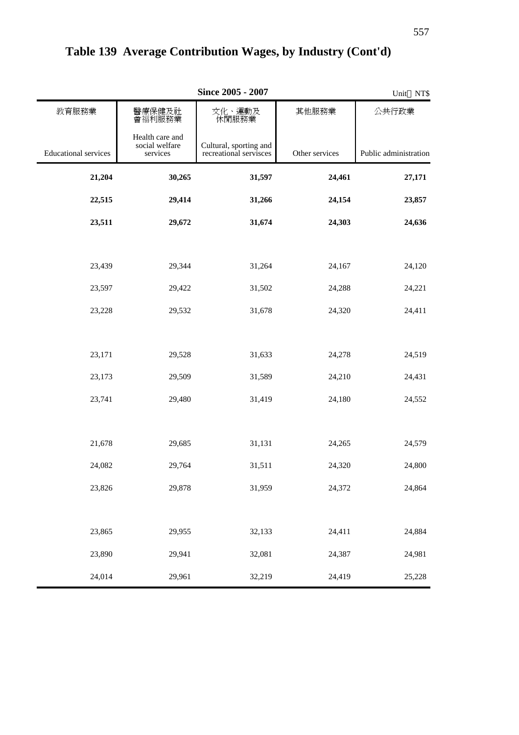# Table 139 Average Contribution Wages, by Industry (Cont'd)

Since 2005 - 2007

Unit：NT$

| 教育服務業<br>Educational services | 醫療保健及社會福利服務業<br>Health care and social welfare services | 文化、運動及休閒服務業<br>Cultural, sporting and recreational servisces | 其他服務業<br>Other services | 公共行政業<br>Public administration |
|---|---|---|---|---|
| **21,204** | **30,265** | **31,597** | **24,461** | **27,171** |
| **22,515** | **29,414** | **31,266** | **24,154** | **23,857** |
| **23,511** | **29,672** | **31,674** | **24,303** | **24,636** |
| | | | | |
| 23,439 | 29,344 | 31,264 | 24,167 | 24,120 |
| 23,597 | 29,422 | 31,502 | 24,288 | 24,221 |
| 23,228 | 29,532 | 31,678 | 24,320 | 24,411 |
| | | | | |
| 23,171 | 29,528 | 31,633 | 24,278 | 24,519 |
| 23,173 | 29,509 | 31,589 | 24,210 | 24,431 |
| 23,741 | 29,480 | 31,419 | 24,180 | 24,552 |
| | | | | |
| 21,678 | 29,685 | 31,131 | 24,265 | 24,579 |
| 24,082 | 29,764 | 31,511 | 24,320 | 24,800 |
| 23,826 | 29,878 | 31,959 | 24,372 | 24,864 |
| | | | | |
| 23,865 | 29,955 | 32,133 | 24,411 | 24,884 |
| 23,890 | 29,941 | 32,081 | 24,387 | 24,981 |
| 24,014 | 29,961 | 32,219 | 24,419 | 25,228 |